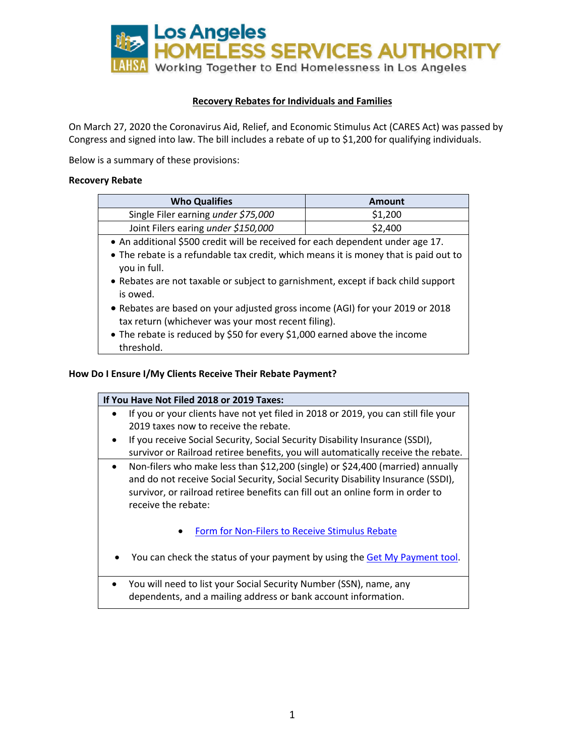# Los Angeles HOMELESS SERVICES AUTHORITY

LAHSA Working Together to End Homelessness in Los Angeles

## Recovery Rebates for Individuals and Families

On March 27, 2020 the Coronavirus Aid, Relief, and Economic Stimulus Act (CARES Act) was passed by Congress and signed into law. The bill includes a rebate of up to $1,200 for qualifying individuals.

Below is a summary of these provisions:

### Recovery Rebate

| Who Qualifies | Amount |
| --- | --- |
| Single Filer earning *under $75,000* | $1,200 |
| Joint Filers earing *under $150,000* | $2,400 |

- An additional $500 credit will be received for each dependent under age 17.
- The rebate is a refundable tax credit, which means it is money that is paid out to you in full.
- Rebates are not taxable or subject to garnishment, except if back child support is owed.
- Rebates are based on your adjusted gross income (AGI) for your 2019 or 2018 tax return (whichever was your most recent filing).
- The rebate is reduced by $50 for every $1,000 earned above the income threshold.

### How Do I Ensure I/My Clients Receive Their Rebate Payment?

**If You Have Not Filed 2018 or 2019 Taxes:**

- If you or your clients have not yet filed in 2018 or 2019, you can still file your 2019 taxes now to receive the rebate.
- If you receive Social Security, Social Security Disability Insurance (SSDI), survivor or Railroad retiree benefits, you will automatically receive the rebate.

- Non-filers who make less than $12,200 (single) or $24,400 (married) annually and do not receive Social Security, Social Security Disability Insurance (SSDI), survivor, or railroad retiree benefits can fill out an online form in order to receive the rebate:
  - Form for Non-Filers to Receive Stimulus Rebate
- You can check the status of your payment by using the Get My Payment tool.

- You will need to list your Social Security Number (SSN), name, any dependents, and a mailing address or bank account information.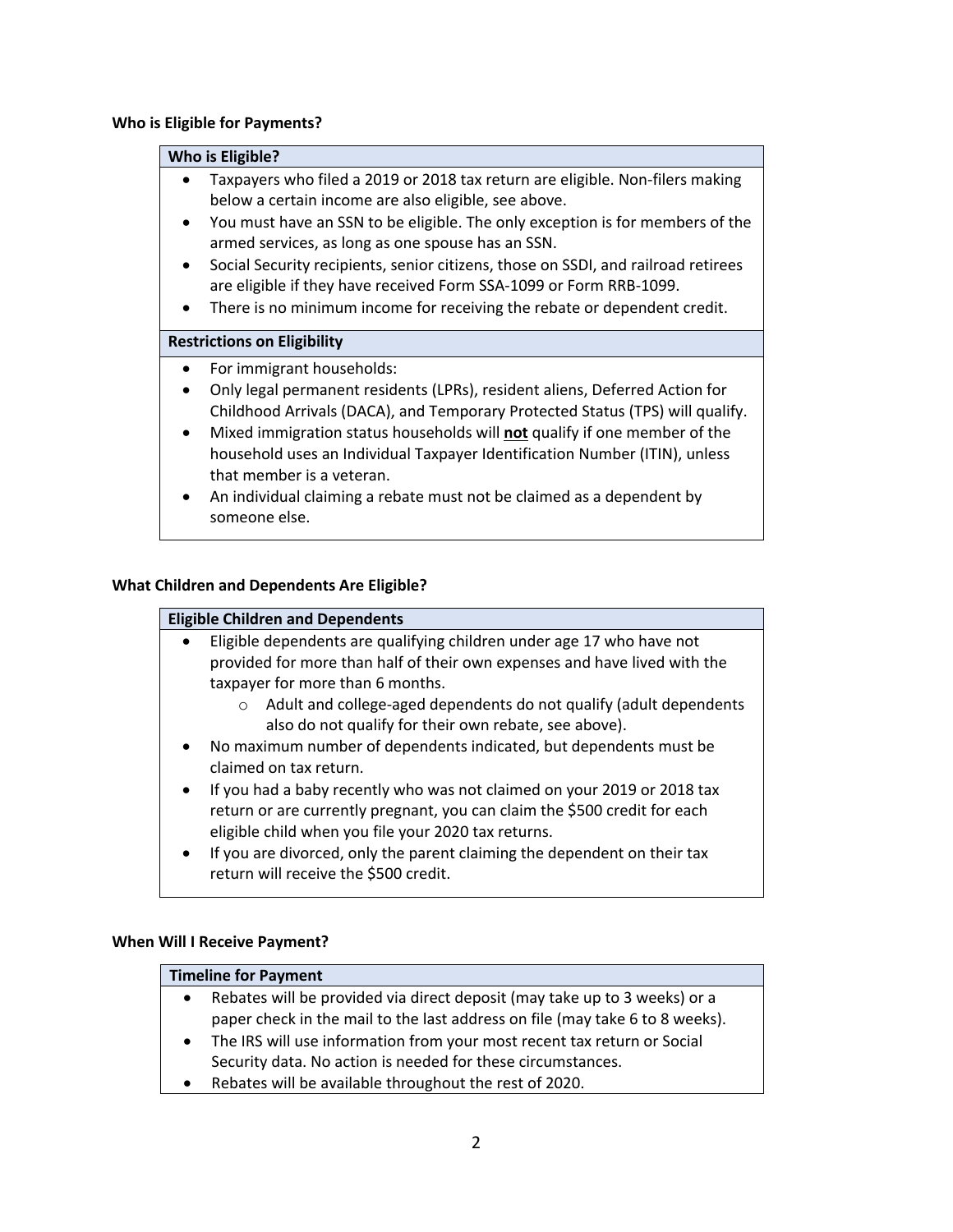**Who is Eligible for Payments?**

**Who is Eligible?**

- Taxpayers who filed a 2019 or 2018 tax return are eligible. Non-filers making below a certain income are also eligible, see above.
- You must have an SSN to be eligible. The only exception is for members of the armed services, as long as one spouse has an SSN.
- Social Security recipients, senior citizens, those on SSDI, and railroad retirees are eligible if they have received Form SSA-1099 or Form RRB-1099.
- There is no minimum income for receiving the rebate or dependent credit.

**Restrictions on Eligibility**

- For immigrant households:
- Only legal permanent residents (LPRs), resident aliens, Deferred Action for Childhood Arrivals (DACA), and Temporary Protected Status (TPS) will qualify.
- Mixed immigration status households will **not** qualify if one member of the household uses an Individual Taxpayer Identification Number (ITIN), unless that member is a veteran.
- An individual claiming a rebate must not be claimed as a dependent by someone else.

**What Children and Dependents Are Eligible?**

**Eligible Children and Dependents**

- Eligible dependents are qualifying children under age 17 who have not provided for more than half of their own expenses and have lived with the taxpayer for more than 6 months.
  - Adult and college-aged dependents do not qualify (adult dependents also do not qualify for their own rebate, see above).
- No maximum number of dependents indicated, but dependents must be claimed on tax return.
- If you had a baby recently who was not claimed on your 2019 or 2018 tax return or are currently pregnant, you can claim the $500 credit for each eligible child when you file your 2020 tax returns.
- If you are divorced, only the parent claiming the dependent on their tax return will receive the $500 credit.

**When Will I Receive Payment?**

**Timeline for Payment**

- Rebates will be provided via direct deposit (may take up to 3 weeks) or a paper check in the mail to the last address on file (may take 6 to 8 weeks).
- The IRS will use information from your most recent tax return or Social Security data. No action is needed for these circumstances.
- Rebates will be available throughout the rest of 2020.